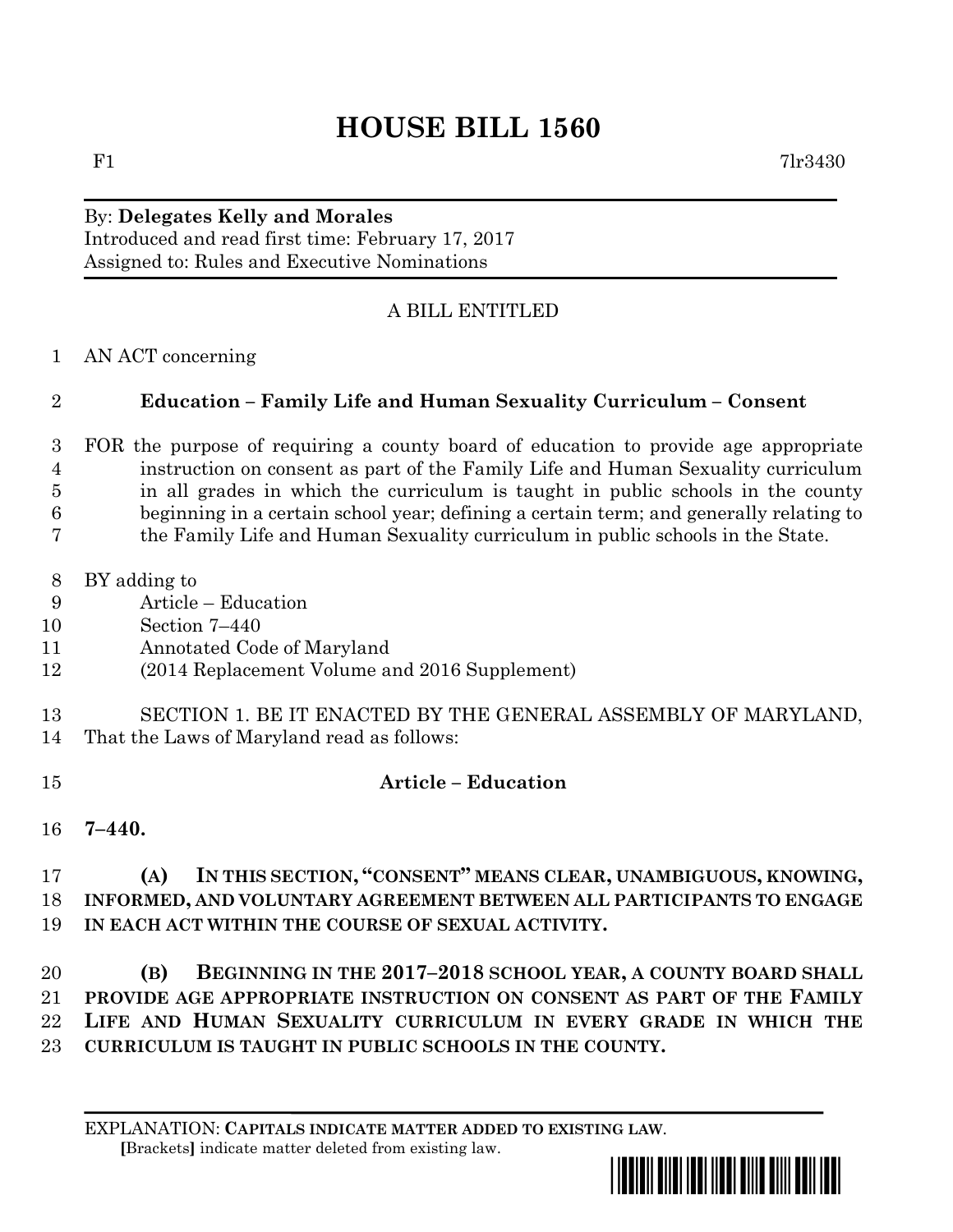# HOUSE BILL 1560

F1 7lr3430

By: **Delegates Kelly and Morales**
Introduced and read first time: February 17, 2017
Assigned to: Rules and Executive Nominations

A BILL ENTITLED

AN ACT concerning

**Education – Family Life and Human Sexuality Curriculum – Consent**

FOR the purpose of requiring a county board of education to provide age appropriate instruction on consent as part of the Family Life and Human Sexuality curriculum in all grades in which the curriculum is taught in public schools in the county beginning in a certain school year; defining a certain term; and generally relating to the Family Life and Human Sexuality curriculum in public schools in the State.

BY adding to
Article – Education
Section 7–440
Annotated Code of Maryland
(2014 Replacement Volume and 2016 Supplement)

SECTION 1. BE IT ENACTED BY THE GENERAL ASSEMBLY OF MARYLAND, That the Laws of Maryland read as follows:

**Article – Education**

**7–440.**

**(A) IN THIS SECTION, "CONSENT" MEANS CLEAR, UNAMBIGUOUS, KNOWING, INFORMED, AND VOLUNTARY AGREEMENT BETWEEN ALL PARTICIPANTS TO ENGAGE IN EACH ACT WITHIN THE COURSE OF SEXUAL ACTIVITY.**

**(B) BEGINNING IN THE 2017–2018 SCHOOL YEAR, A COUNTY BOARD SHALL PROVIDE AGE APPROPRIATE INSTRUCTION ON CONSENT AS PART OF THE FAMILY LIFE AND HUMAN SEXUALITY CURRICULUM IN EVERY GRADE IN WHICH THE CURRICULUM IS TAUGHT IN PUBLIC SCHOOLS IN THE COUNTY.**

EXPLANATION: **CAPITALS INDICATE MATTER ADDED TO EXISTING LAW.**
[Brackets] indicate matter deleted from existing law.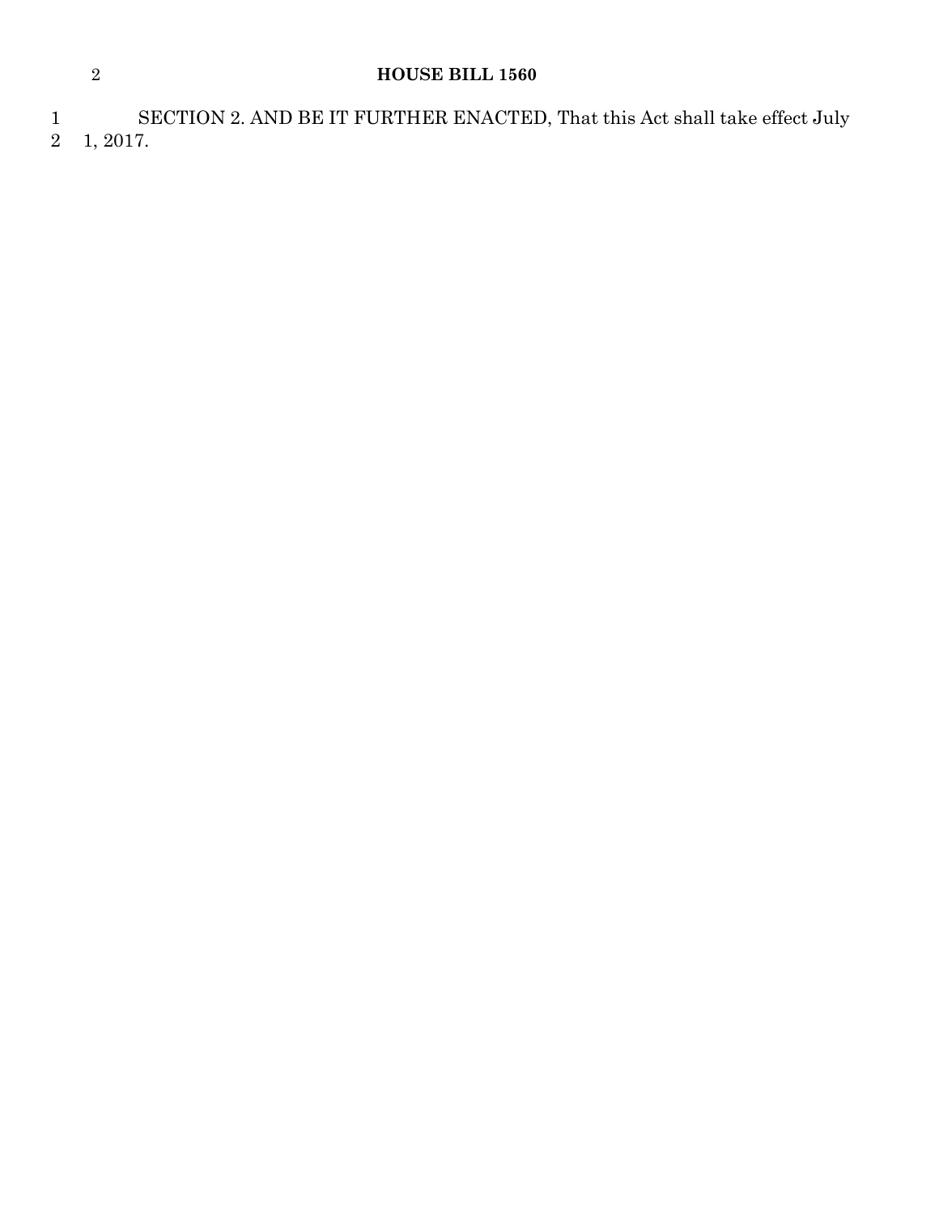SECTION 2. AND BE IT FURTHER ENACTED, That this Act shall take effect July 1, 2017.